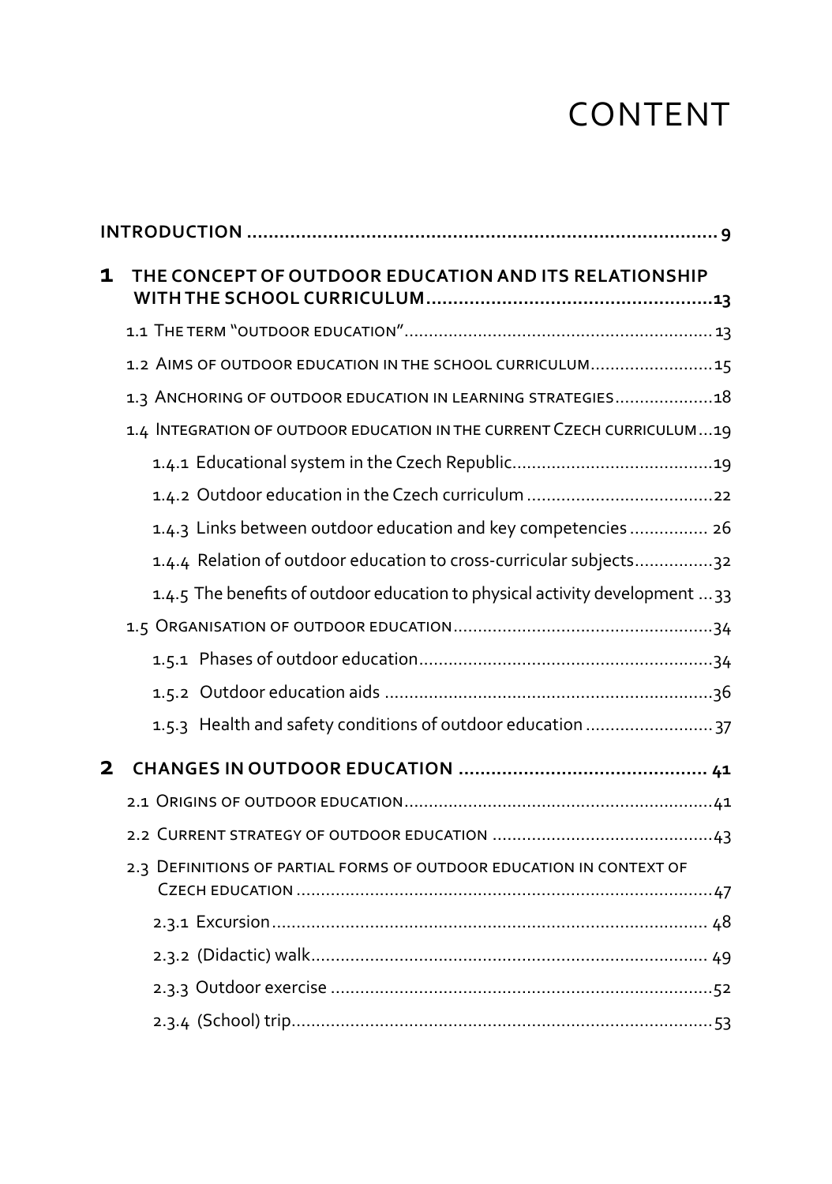# CONTENT

**INTRODUCTION** ........................................................................................ **9**

**1 THE CONCEPT OF OUTDOOR EDUCATION AND ITS RELATIONSHIP WITH THE SCHOOL CURRICULUM** ..................................................... **13**

- 1.1 The term "outdoor education" ............................................................... 13
- 1.2 Aims of outdoor education in the school curriculum ......................... 15
- 1.3 Anchoring of outdoor education in learning strategies .................... 18
- 1.4 Integration of outdoor education in the current Czech curriculum ... 19
  - 1.4.1 Educational system in the Czech Republic ......................................... 19
  - 1.4.2 Outdoor education in the Czech curriculum ...................................... 22
  - 1.4.3 Links between outdoor education and key competencies ................ 26
  - 1.4.4 Relation of outdoor education to cross-curricular subjects ................ 32
  - 1.4.5 The benefits of outdoor education to physical activity development ... 33
- 1.5 Organisation of outdoor education ..................................................... 34
  - 1.5.1 Phases of outdoor education ............................................................ 34
  - 1.5.2 Outdoor education aids ................................................................... 36
  - 1.5.3 Health and safety conditions of outdoor education .......................... 37

**2 CHANGES IN OUTDOOR EDUCATION** .............................................. **41**

- 2.1 Origins of outdoor education ............................................................... 41
- 2.2 Current strategy of outdoor education ............................................. 43
- 2.3 Definitions of partial forms of outdoor education in context of Czech education ..................................................................................... 47
  - 2.3.1 Excursion ......................................................................................... 48
  - 2.3.2 (Didactic) walk ................................................................................. 49
  - 2.3.3 Outdoor exercise ............................................................................. 52
  - 2.3.4 (School) trip ..................................................................................... 53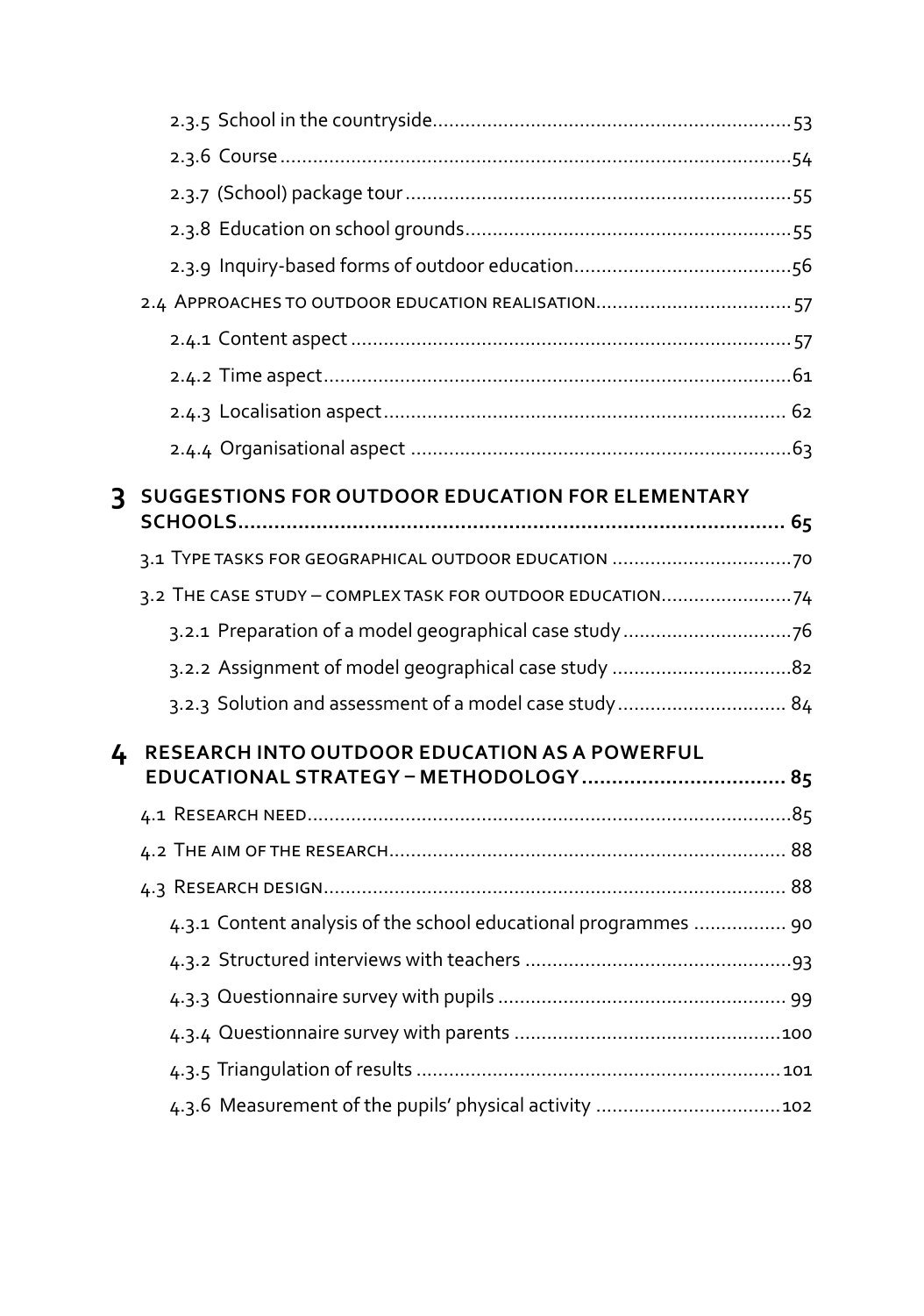2.3.5 School in the countryside ........ 53

2.3.6 Course ........ 54

2.3.7 (School) package tour ........ 55

2.3.8 Education on school grounds ........ 55

2.3.9 Inquiry-based forms of outdoor education ........ 56

2.4 Approaches to outdoor education realisation ........ 57

2.4.1 Content aspect ........ 57

2.4.2 Time aspect ........ 61

2.4.3 Localisation aspect ........ 62

2.4.4 Organisational aspect ........ 63

**3 SUGGESTIONS FOR OUTDOOR EDUCATION FOR ELEMENTARY SCHOOLS ........ 65**

3.1 Type tasks for geographical outdoor education ........ 70

3.2 The case study – complex task for outdoor education ........ 74

3.2.1 Preparation of a model geographical case study ........ 76

3.2.2 Assignment of model geographical case study ........ 82

3.2.3 Solution and assessment of a model case study ........ 84

**4 RESEARCH INTO OUTDOOR EDUCATION AS A POWERFUL EDUCATIONAL STRATEGY – METHODOLOGY ........ 85**

4.1 Research need ........ 85

4.2 The aim of the research ........ 88

4.3 Research design ........ 88

4.3.1 Content analysis of the school educational programmes ........ 90

4.3.2 Structured interviews with teachers ........ 93

4.3.3 Questionnaire survey with pupils ........ 99

4.3.4 Questionnaire survey with parents ........ 100

4.3.5 Triangulation of results ........ 101

4.3.6 Measurement of the pupils' physical activity ........ 102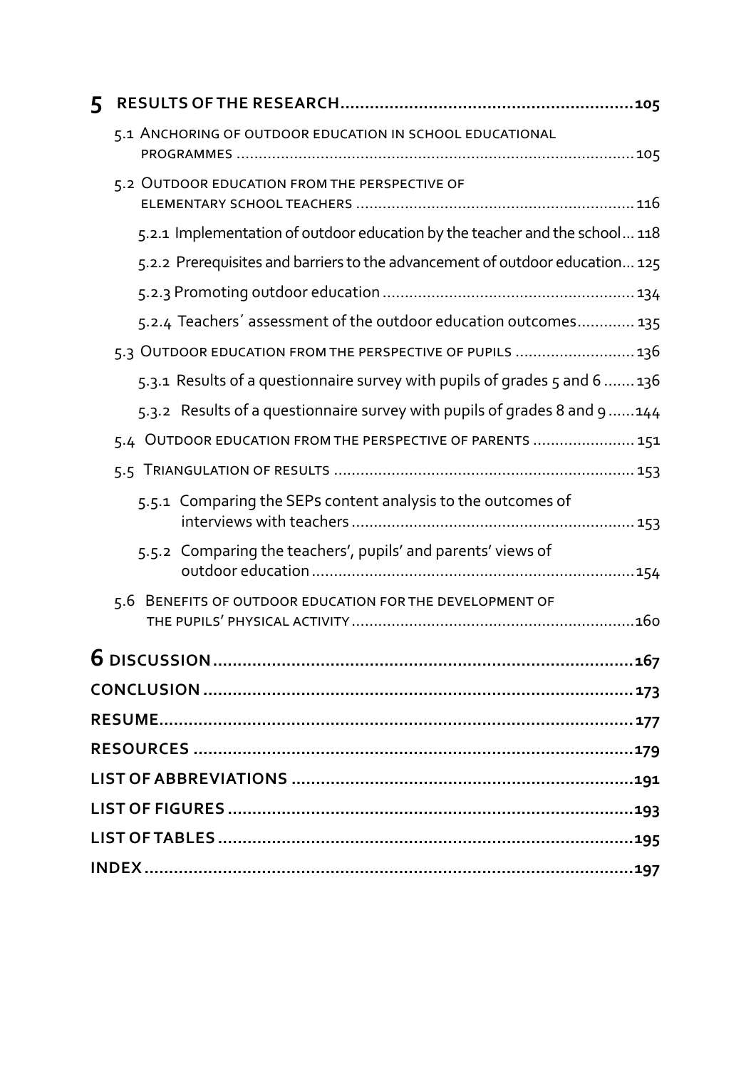**5 RESULTS OF THE RESEARCH ........ 105**

5.1 Anchoring of outdoor education in school educational programmes ........ 105

5.2 Outdoor education from the perspective of elementary school teachers ........ 116

5.2.1 Implementation of outdoor education by the teacher and the school ... 118

5.2.2 Prerequisites and barriers to the advancement of outdoor education ... 125

5.2.3 Promoting outdoor education ........ 134

5.2.4 Teachers´ assessment of the outdoor education outcomes ........ 135

5.3 Outdoor education from the perspective of pupils ........ 136

5.3.1 Results of a questionnaire survey with pupils of grades 5 and 6 ........ 136

5.3.2 Results of a questionnaire survey with pupils of grades 8 and 9 ........ 144

5.4 Outdoor education from the perspective of parents ........ 151

5.5 Triangulation of results ........ 153

5.5.1 Comparing the SEPs content analysis to the outcomes of interviews with teachers ........ 153

5.5.2 Comparing the teachers', pupils' and parents' views of outdoor education ........ 154

5.6 Benefits of outdoor education for the development of the pupils' physical activity ........ 160

**6 DISCUSSION ........ 167**

**CONCLUSION ........ 173**

**RESUME ........ 177**

**RESOURCES ........ 179**

**LIST OF ABBREVIATIONS ........ 191**

**LIST OF FIGURES ........ 193**

**LIST OF TABLES ........ 195**

**INDEX ........ 197**